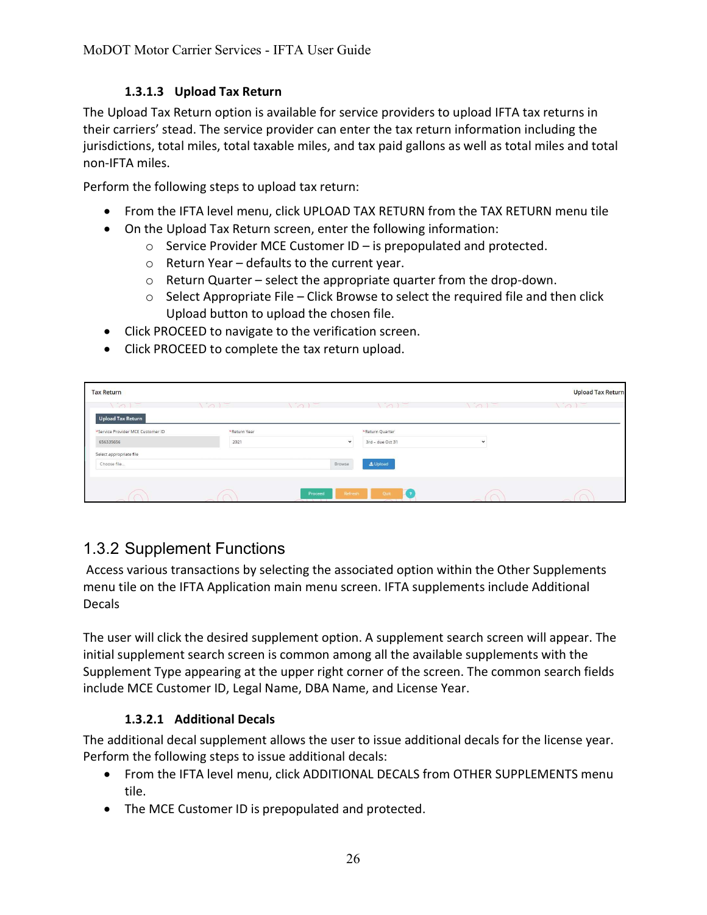#### 1.3.1.3 Upload Tax Return

The Upload Tax Return option is available for service providers to upload IFTA tax returns in their carriers' stead. The service provider can enter the tax return information including the jurisdictions, total miles, total taxable miles, and tax paid gallons as well as total miles and total non-IFTA miles.

Perform the following steps to upload tax return:

- From the IFTA level menu, click UPLOAD TAX RETURN from the TAX RETURN menu tile
- On the Upload Tax Return screen, enter the following information:
  - Service Provider MCE Customer ID – is prepopulated and protected.
  - Return Year – defaults to the current year.
  - Return Quarter – select the appropriate quarter from the drop-down.
  - Select Appropriate File – Click Browse to select the required file and then click Upload button to upload the chosen file.
- Click PROCEED to navigate to the verification screen.
- Click PROCEED to complete the tax return upload.

## 1.3.2 Supplement Functions

Access various transactions by selecting the associated option within the Other Supplements menu tile on the IFTA Application main menu screen. IFTA supplements include Additional Decals

The user will click the desired supplement option. A supplement search screen will appear. The initial supplement search screen is common among all the available supplements with the Supplement Type appearing at the upper right corner of the screen. The common search fields include MCE Customer ID, Legal Name, DBA Name, and License Year.

#### 1.3.2.1 Additional Decals

The additional decal supplement allows the user to issue additional decals for the license year. Perform the following steps to issue additional decals:

- From the IFTA level menu, click ADDITIONAL DECALS from OTHER SUPPLEMENTS menu tile.
- The MCE Customer ID is prepopulated and protected.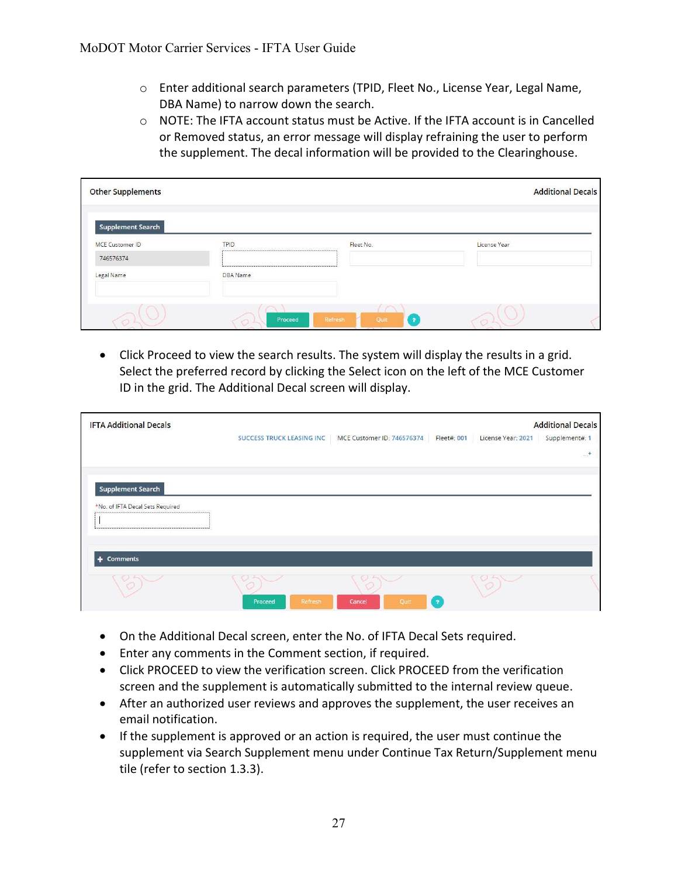- Enter additional search parameters (TPID, Fleet No., License Year, Legal Name, DBA Name) to narrow down the search.
- NOTE: The IFTA account status must be Active. If the IFTA account is in Cancelled or Removed status, an error message will display refraining the user to perform the supplement. The decal information will be provided to the Clearinghouse.

Other Supplements | Additional Decals

**Supplement Search**

| MCE Customer ID | TPID | Fleet No. | License Year |
| --- | --- | --- | --- |
| 746576374 | | | |
| Legal Name | DBA Name | | |

Proceed | Refresh | Quit | ?

- Click Proceed to view the search results. The system will display the results in a grid. Select the preferred record by clicking the Select icon on the left of the MCE Customer ID in the grid. The Additional Decal screen will display.

IFTA Additional Decals | Additional Decals

SUCCESS TRUCK LEASING INC | MCE Customer ID: 746576374 | Fleet#: 001 | License Year: 2021 | Supplement#: 1

**Supplement Search**

*No. of IFTA Decal Sets Required

+ Comments

Proceed | Refresh | Cancel | Quit | ?

- On the Additional Decal screen, enter the No. of IFTA Decal Sets required.
- Enter any comments in the Comment section, if required.
- Click PROCEED to view the verification screen. Click PROCEED from the verification screen and the supplement is automatically submitted to the internal review queue.
- After an authorized user reviews and approves the supplement, the user receives an email notification.
- If the supplement is approved or an action is required, the user must continue the supplement via Search Supplement menu under Continue Tax Return/Supplement menu tile (refer to section 1.3.3).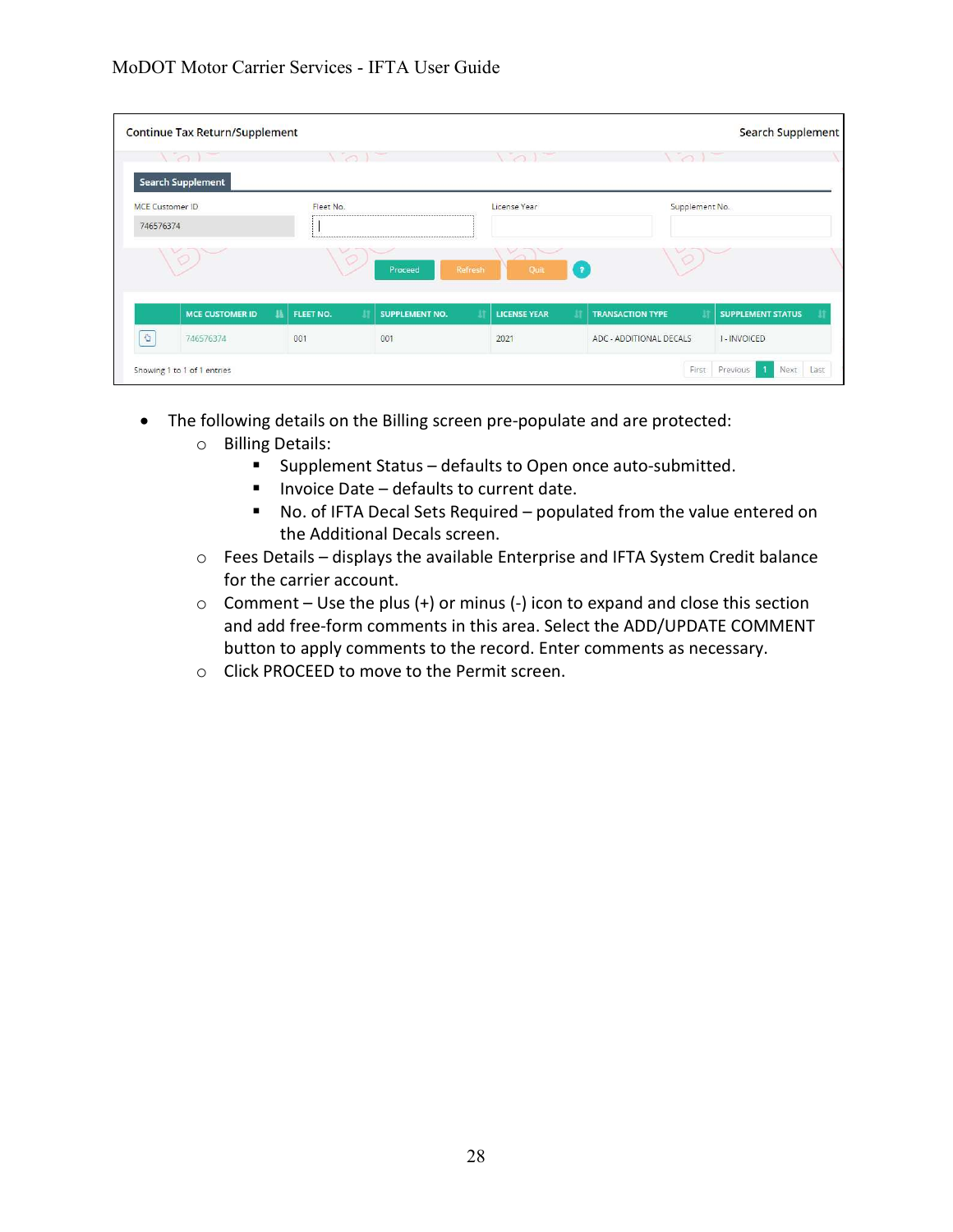Continue Tax Return/Supplement

Search Supplement

Search Supplement

MCE Customer ID: 746576374

Fleet No.

License Year

Supplement No.

Proceed | Refresh | Quit

| | MCE CUSTOMER ID | FLEET NO. | SUPPLEMENT NO. | LICENSE YEAR | TRANSACTION TYPE | SUPPLEMENT STATUS |
|---|---|---|---|---|---|---|
| | 746576374 | 001 | 001 | 2021 | ADC - ADDITIONAL DECALS | I - INVOICED |

Showing 1 to 1 of 1 entries

First Previous 1 Next Last

- The following details on the Billing screen pre-populate and are protected:
  - Billing Details:
    - Supplement Status – defaults to Open once auto-submitted.
    - Invoice Date – defaults to current date.
    - No. of IFTA Decal Sets Required – populated from the value entered on the Additional Decals screen.
  - Fees Details – displays the available Enterprise and IFTA System Credit balance for the carrier account.
  - Comment – Use the plus (+) or minus (-) icon to expand and close this section and add free-form comments in this area. Select the ADD/UPDATE COMMENT button to apply comments to the record. Enter comments as necessary.
  - Click PROCEED to move to the Permit screen.